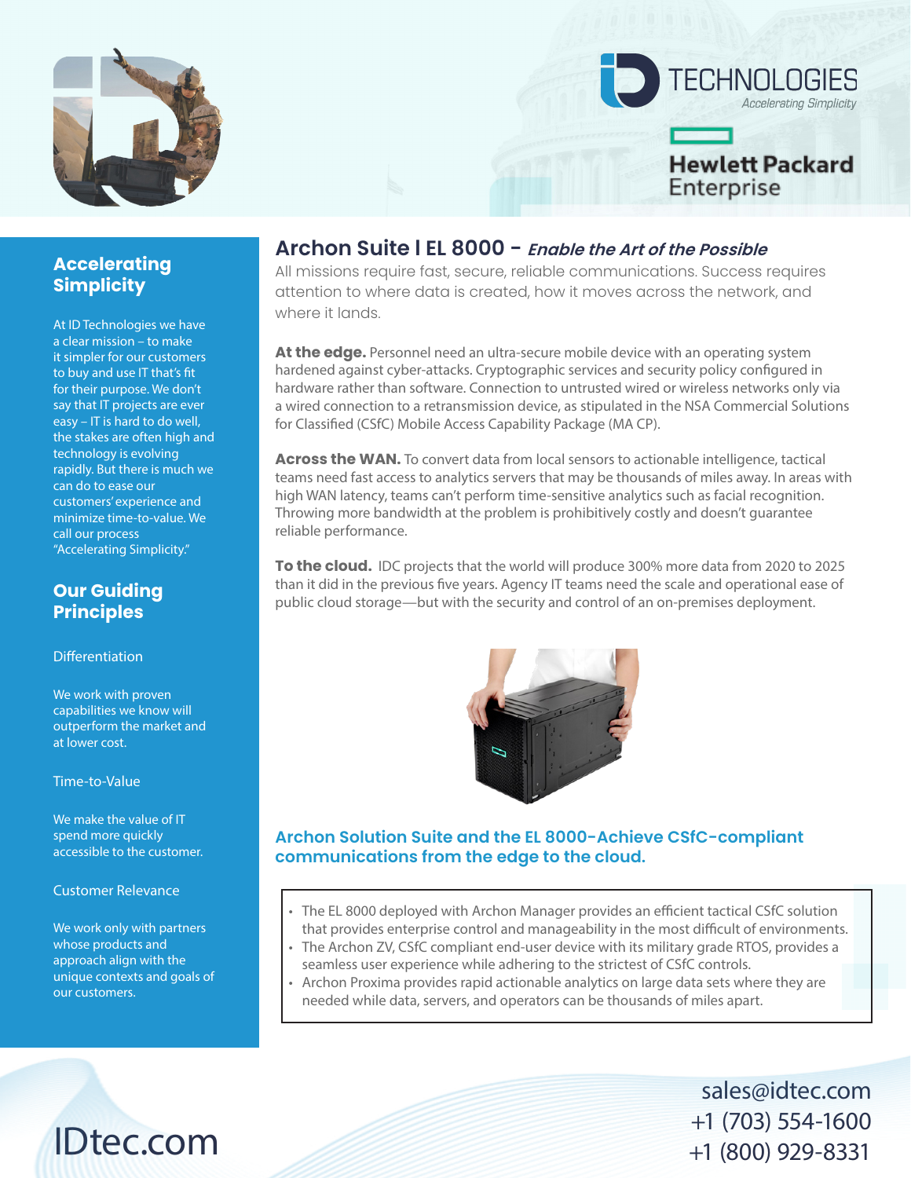ID TECHNOLOGIES
*Accelerating Simplicity*

Hewlett Packard Enterprise

## Accelerating Simplicity

At ID Technologies we have a clear mission – to make it simpler for our customers to buy and use IT that's fit for their purpose. We don't say that IT projects are ever easy – IT is hard to do well, the stakes are often high and technology is evolving rapidly. But there is much we can do to ease our customers' experience and minimize time-to-value. We call our process "Accelerating Simplicity."

## Our Guiding Principles

Differentiation

We work with proven capabilities we know will outperform the market and at lower cost.

Time-to-Value

We make the value of IT spend more quickly accessible to the customer.

Customer Relevance

We work only with partners whose products and approach align with the unique contexts and goals of our customers.

# Archon Suite I EL 8000 – *Enable the Art of the Possible*

All missions require fast, secure, reliable communications. Success requires attention to where data is created, how it moves across the network, and where it lands.

**At the edge.** Personnel need an ultra-secure mobile device with an operating system hardened against cyber-attacks. Cryptographic services and security policy configured in hardware rather than software. Connection to untrusted wired or wireless networks only via a wired connection to a retransmission device, as stipulated in the NSA Commercial Solutions for Classified (CSfC) Mobile Access Capability Package (MA CP).

**Across the WAN.** To convert data from local sensors to actionable intelligence, tactical teams need fast access to analytics servers that may be thousands of miles away. In areas with high WAN latency, teams can't perform time-sensitive analytics such as facial recognition. Throwing more bandwidth at the problem is prohibitively costly and doesn't guarantee reliable performance.

**To the cloud.** IDC projects that the world will produce 300% more data from 2020 to 2025 than it did in the previous five years. Agency IT teams need the scale and operational ease of public cloud storage—but with the security and control of an on-premises deployment.

## Archon Solution Suite and the EL 8000-Achieve CSfC-compliant communications from the edge to the cloud.

- The EL 8000 deployed with Archon Manager provides an efficient tactical CSfC solution that provides enterprise control and manageability in the most difficult of environments.
- The Archon ZV, CSfC compliant end-user device with its military grade RTOS, provides a seamless user experience while adhering to the strictest of CSfC controls.
- Archon Proxima provides rapid actionable analytics on large data sets where they are needed while data, servers, and operators can be thousands of miles apart.

IDtec.com

sales@idtec.com
+1 (703) 554-1600
+1 (800) 929-8331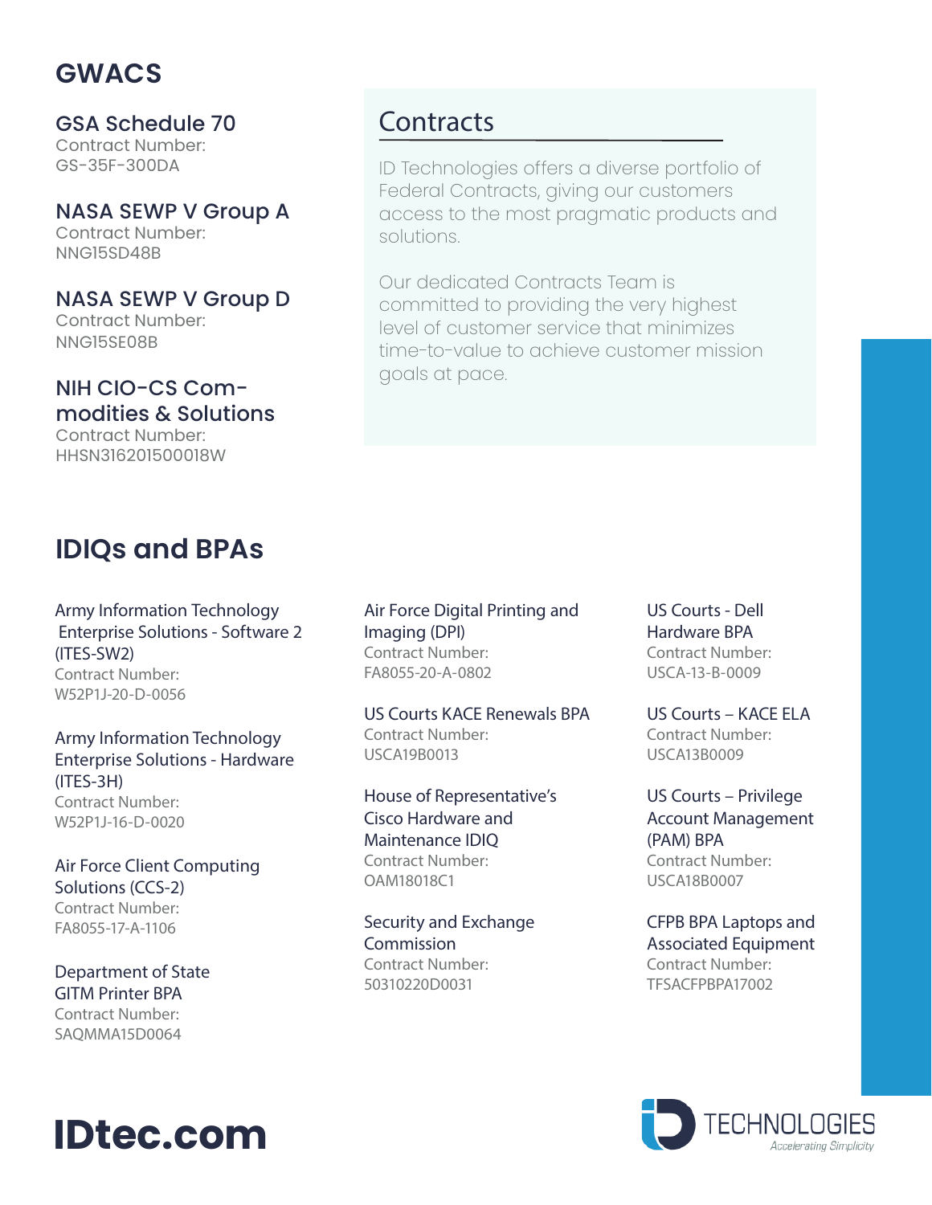## GWACS

### GSA Schedule 70
Contract Number:
GS-35F-300DA

### NASA SEWP V Group A
Contract Number:
NNG15SD48B

### NASA SEWP V Group D
Contract Number:
NNG15SE08B

### NIH CIO-CS Commodities & Solutions
Contract Number:
HHSN316201500018W

## Contracts

ID Technologies offers a diverse portfolio of Federal Contracts, giving our customers access to the most pragmatic products and solutions.

Our dedicated Contracts Team is committed to providing the very highest level of customer service that minimizes time-to-value to achieve customer mission goals at pace.

## IDIQs and BPAs

Army Information Technology Enterprise Solutions - Software 2 (ITES-SW2)
Contract Number:
W52P1J-20-D-0056

Army Information Technology Enterprise Solutions - Hardware (ITES-3H)
Contract Number:
W52P1J-16-D-0020

Air Force Client Computing Solutions (CCS-2)
Contract Number:
FA8055-17-A-1106

Department of State GITM Printer BPA
Contract Number:
SAQMMA15D0064

Air Force Digital Printing and Imaging (DPI)
Contract Number:
FA8055-20-A-0802

US Courts KACE Renewals BPA
Contract Number:
USCA19B0013

House of Representative's Cisco Hardware and Maintenance IDIQ
Contract Number:
OAM18018C1

Security and Exchange Commission
Contract Number:
50310220D0031

US Courts - Dell Hardware BPA
Contract Number:
USCA-13-B-0009

US Courts – KACE ELA
Contract Number:
USCA13B0009

US Courts – Privilege Account Management (PAM) BPA
Contract Number:
USCA18B0007

CFPB BPA Laptops and Associated Equipment
Contract Number:
TFSACFPBPA17002

**IDtec.com**

TECHNOLOGIES
*Accelerating Simplicity*